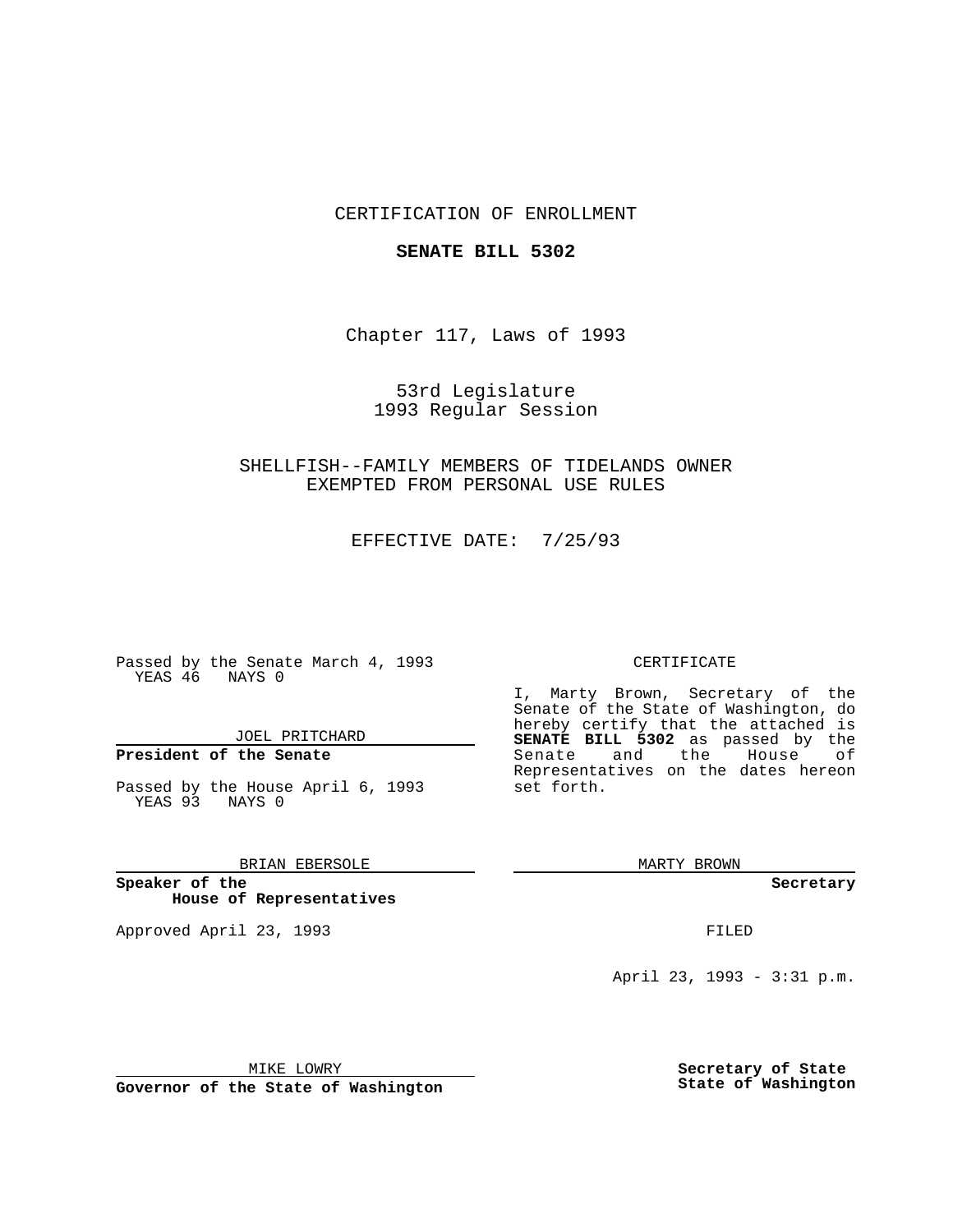CERTIFICATION OF ENROLLMENT

**SENATE BILL 5302**

Chapter 117, Laws of 1993

53rd Legislature
1993 Regular Session

SHELLFISH--FAMILY MEMBERS OF TIDELANDS OWNER
EXEMPTED FROM PERSONAL USE RULES

EFFECTIVE DATE: 7/25/93

Passed by the Senate March 4, 1993
YEAS 46 NAYS 0

JOEL PRITCHARD

**President of the Senate**

Passed by the House April 6, 1993
YEAS 93 NAYS 0

BRIAN EBERSOLE

**Speaker of the House of Representatives**

Approved April 23, 1993

MIKE LOWRY

**Governor of the State of Washington**

CERTIFICATE

I, Marty Brown, Secretary of the Senate of the State of Washington, do hereby certify that the attached is **SENATE BILL 5302** as passed by the Senate and the House of Representatives on the dates hereon set forth.

MARTY BROWN

**Secretary**

FILED

April 23, 1993 - 3:31 p.m.

**Secretary of State**
**State of Washington**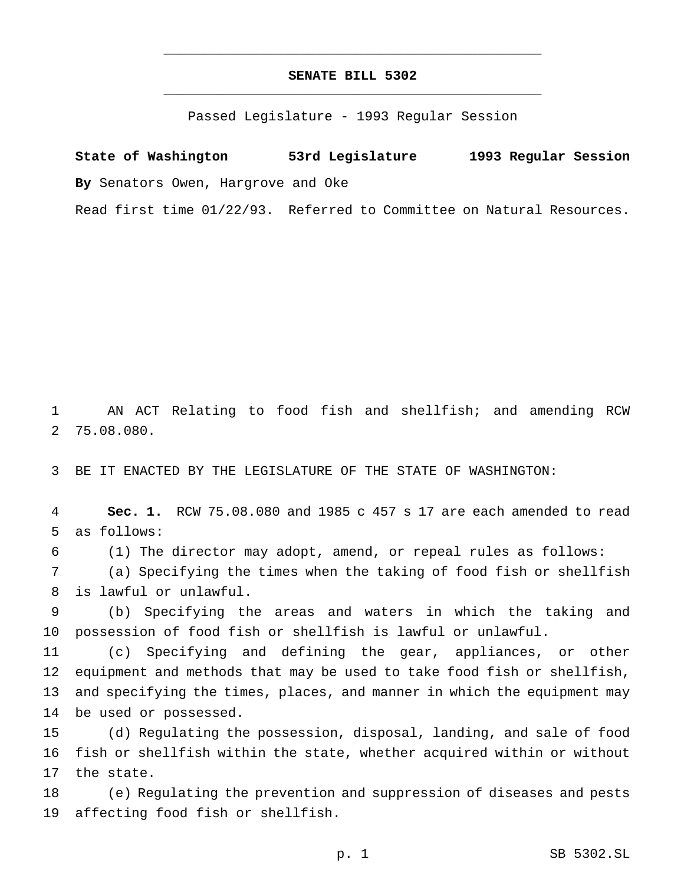# SENATE BILL 5302

Passed Legislature - 1993 Regular Session

**State of Washington 53rd Legislature 1993 Regular Session**

**By** Senators Owen, Hargrove and Oke

Read first time 01/22/93. Referred to Committee on Natural Resources.

AN ACT Relating to food fish and shellfish; and amending RCW 75.08.080.

BE IT ENACTED BY THE LEGISLATURE OF THE STATE OF WASHINGTON:

**Sec. 1.** RCW 75.08.080 and 1985 c 457 s 17 are each amended to read as follows:

(1) The director may adopt, amend, or repeal rules as follows:

(a) Specifying the times when the taking of food fish or shellfish is lawful or unlawful.

(b) Specifying the areas and waters in which the taking and possession of food fish or shellfish is lawful or unlawful.

(c) Specifying and defining the gear, appliances, or other equipment and methods that may be used to take food fish or shellfish, and specifying the times, places, and manner in which the equipment may be used or possessed.

(d) Regulating the possession, disposal, landing, and sale of food fish or shellfish within the state, whether acquired within or without the state.

(e) Regulating the prevention and suppression of diseases and pests affecting food fish or shellfish.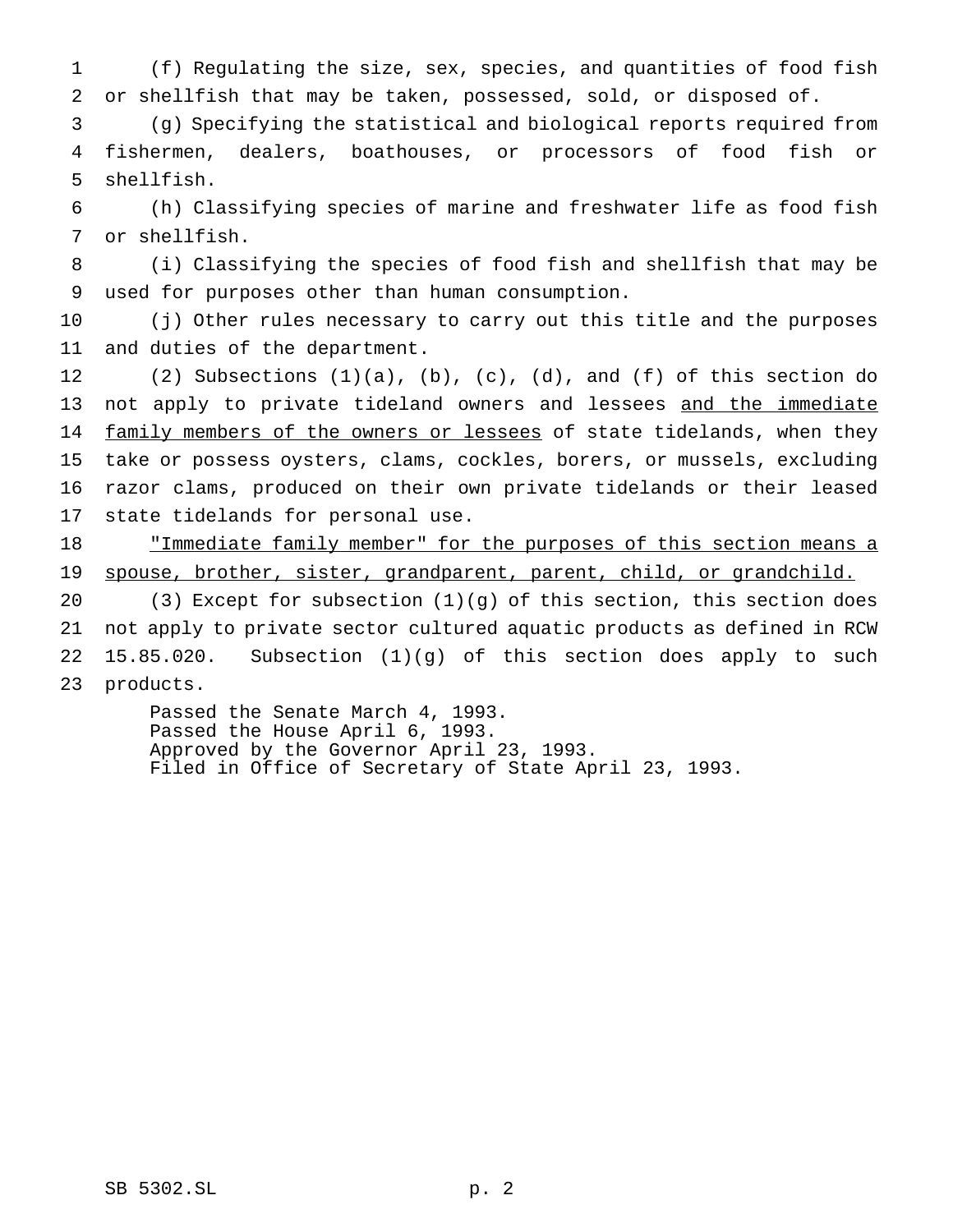(f) Regulating the size, sex, species, and quantities of food fish or shellfish that may be taken, possessed, sold, or disposed of.

(g) Specifying the statistical and biological reports required from fishermen, dealers, boathouses, or processors of food fish or shellfish.

(h) Classifying species of marine and freshwater life as food fish or shellfish.

(i) Classifying the species of food fish and shellfish that may be used for purposes other than human consumption.

(j) Other rules necessary to carry out this title and the purposes and duties of the department.

(2) Subsections (1)(a), (b), (c), (d), and (f) of this section do not apply to private tideland owners and lessees <u>and the immediate family members of the owners or lessees</u> of state tidelands, when they take or possess oysters, clams, cockles, borers, or mussels, excluding razor clams, produced on their own private tidelands or their leased state tidelands for personal use.

<u>"Immediate family member" for the purposes of this section means a spouse, brother, sister, grandparent, parent, child, or grandchild.</u>

(3) Except for subsection (1)(g) of this section, this section does not apply to private sector cultured aquatic products as defined in RCW 15.85.020. Subsection (1)(g) of this section does apply to such products.

Passed the Senate March 4, 1993.
Passed the House April 6, 1993.
Approved by the Governor April 23, 1993.
Filed in Office of Secretary of State April 23, 1993.